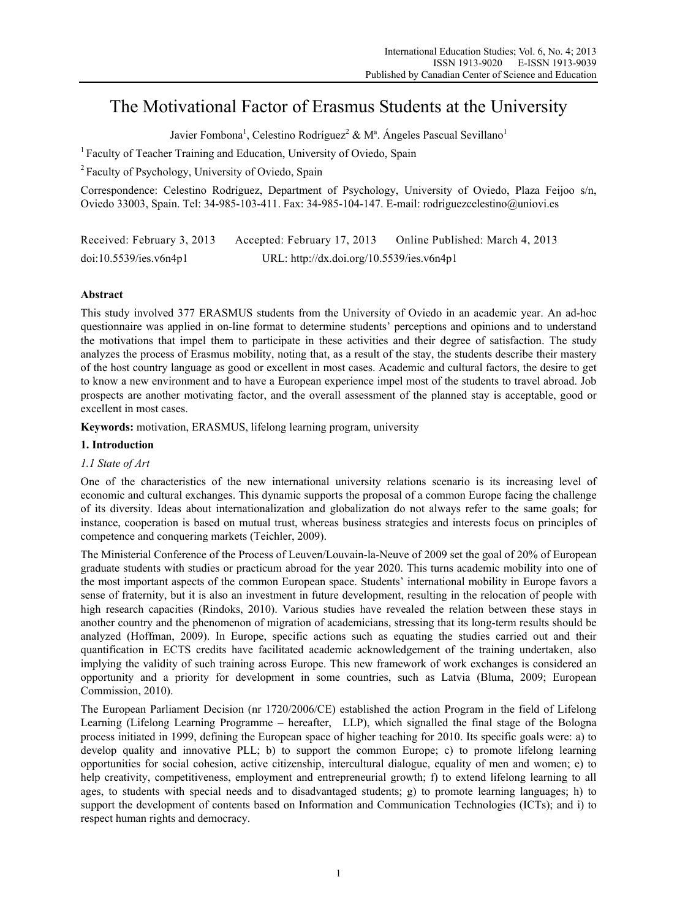# The Motivational Factor of Erasmus Students at the University

Javier Fombona[1], Celestino Rodríguez[2] & Mª. Ángeles Pascual Sevillano[1]

[1] Faculty of Teacher Training and Education, University of Oviedo, Spain

[2] Faculty of Psychology, University of Oviedo, Spain

Correspondence: Celestino Rodríguez, Department of Psychology, University of Oviedo, Plaza Feijoo s/n, Oviedo 33003, Spain. Tel: 34-985-103-411. Fax: 34-985-104-147. E-mail: rodriguezcelestino@uniovi.es

Received: February 3, 2013 Accepted: February 17, 2013 Online Published: March 4, 2013

doi:10.5539/ies.v6n4p1 URL: http://dx.doi.org/10.5539/ies.v6n4p1

## Abstract

This study involved 377 ERASMUS students from the University of Oviedo in an academic year. An ad-hoc questionnaire was applied in on-line format to determine students' perceptions and opinions and to understand the motivations that impel them to participate in these activities and their degree of satisfaction. The study analyzes the process of Erasmus mobility, noting that, as a result of the stay, the students describe their mastery of the host country language as good or excellent in most cases. Academic and cultural factors, the desire to get to know a new environment and to have a European experience impel most of the students to travel abroad. Job prospects are another motivating factor, and the overall assessment of the planned stay is acceptable, good or excellent in most cases.

**Keywords:** motivation, ERASMUS, lifelong learning program, university

## 1. Introduction

### 1.1 State of Art

One of the characteristics of the new international university relations scenario is its increasing level of economic and cultural exchanges. This dynamic supports the proposal of a common Europe facing the challenge of its diversity. Ideas about internationalization and globalization do not always refer to the same goals; for instance, cooperation is based on mutual trust, whereas business strategies and interests focus on principles of competence and conquering markets (Teichler, 2009).

The Ministerial Conference of the Process of Leuven/Louvain-la-Neuve of 2009 set the goal of 20% of European graduate students with studies or practicum abroad for the year 2020. This turns academic mobility into one of the most important aspects of the common European space. Students' international mobility in Europe favors a sense of fraternity, but it is also an investment in future development, resulting in the relocation of people with high research capacities (Rindoks, 2010). Various studies have revealed the relation between these stays in another country and the phenomenon of migration of academicians, stressing that its long-term results should be analyzed (Hoffman, 2009). In Europe, specific actions such as equating the studies carried out and their quantification in ECTS credits have facilitated academic acknowledgement of the training undertaken, also implying the validity of such training across Europe. This new framework of work exchanges is considered an opportunity and a priority for development in some countries, such as Latvia (Bluma, 2009; European Commission, 2010).

The European Parliament Decision (nr 1720/2006/CE) established the action Program in the field of Lifelong Learning (Lifelong Learning Programme – hereafter, LLP), which signalled the final stage of the Bologna process initiated in 1999, defining the European space of higher teaching for 2010. Its specific goals were: a) to develop quality and innovative PLL; b) to support the common Europe; c) to promote lifelong learning opportunities for social cohesion, active citizenship, intercultural dialogue, equality of men and women; e) to help creativity, competitiveness, employment and entrepreneurial growth; f) to extend lifelong learning to all ages, to students with special needs and to disadvantaged students; g) to promote learning languages; h) to support the development of contents based on Information and Communication Technologies (ICTs); and i) to respect human rights and democracy.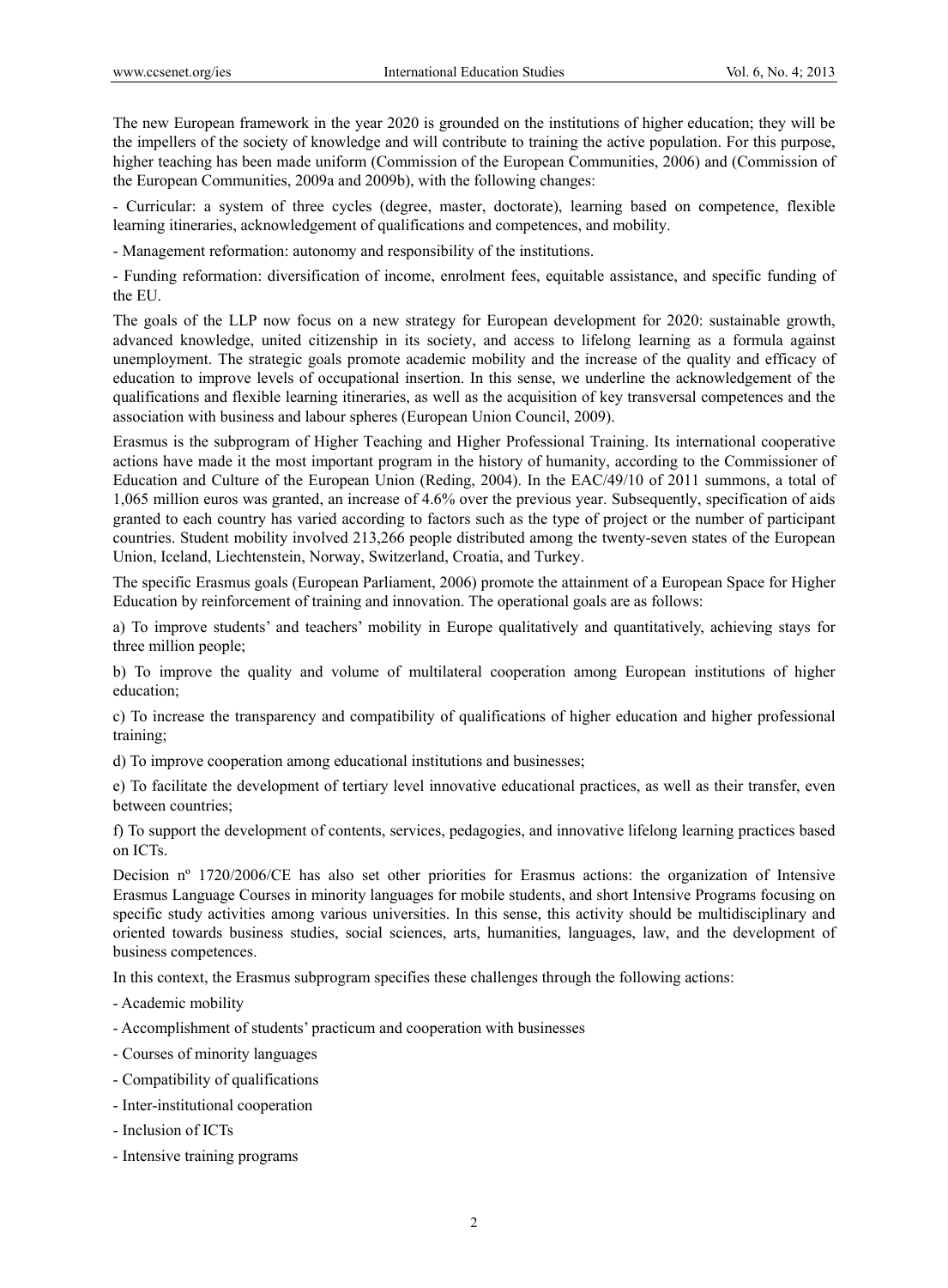The new European framework in the year 2020 is grounded on the institutions of higher education; they will be the impellers of the society of knowledge and will contribute to training the active population. For this purpose, higher teaching has been made uniform (Commission of the European Communities, 2006) and (Commission of the European Communities, 2009a and 2009b), with the following changes:

- Curricular: a system of three cycles (degree, master, doctorate), learning based on competence, flexible learning itineraries, acknowledgement of qualifications and competences, and mobility.

- Management reformation: autonomy and responsibility of the institutions.

- Funding reformation: diversification of income, enrolment fees, equitable assistance, and specific funding of the EU.

The goals of the LLP now focus on a new strategy for European development for 2020: sustainable growth, advanced knowledge, united citizenship in its society, and access to lifelong learning as a formula against unemployment. The strategic goals promote academic mobility and the increase of the quality and efficacy of education to improve levels of occupational insertion. In this sense, we underline the acknowledgement of the qualifications and flexible learning itineraries, as well as the acquisition of key transversal competences and the association with business and labour spheres (European Union Council, 2009).

Erasmus is the subprogram of Higher Teaching and Higher Professional Training. Its international cooperative actions have made it the most important program in the history of humanity, according to the Commissioner of Education and Culture of the European Union (Reding, 2004). In the EAC/49/10 of 2011 summons, a total of 1,065 million euros was granted, an increase of 4.6% over the previous year. Subsequently, specification of aids granted to each country has varied according to factors such as the type of project or the number of participant countries. Student mobility involved 213,266 people distributed among the twenty-seven states of the European Union, Iceland, Liechtenstein, Norway, Switzerland, Croatia, and Turkey.

The specific Erasmus goals (European Parliament, 2006) promote the attainment of a European Space for Higher Education by reinforcement of training and innovation. The operational goals are as follows:

a) To improve students' and teachers' mobility in Europe qualitatively and quantitatively, achieving stays for three million people;

b) To improve the quality and volume of multilateral cooperation among European institutions of higher education;

c) To increase the transparency and compatibility of qualifications of higher education and higher professional training;

d) To improve cooperation among educational institutions and businesses;

e) To facilitate the development of tertiary level innovative educational practices, as well as their transfer, even between countries;

f) To support the development of contents, services, pedagogies, and innovative lifelong learning practices based on ICTs.

Decision nº 1720/2006/CE has also set other priorities for Erasmus actions: the organization of Intensive Erasmus Language Courses in minority languages for mobile students, and short Intensive Programs focusing on specific study activities among various universities. In this sense, this activity should be multidisciplinary and oriented towards business studies, social sciences, arts, humanities, languages, law, and the development of business competences.

In this context, the Erasmus subprogram specifies these challenges through the following actions:

- Academic mobility
- Accomplishment of students' practicum and cooperation with businesses
- Courses of minority languages
- Compatibility of qualifications
- Inter-institutional cooperation
- Inclusion of ICTs
- Intensive training programs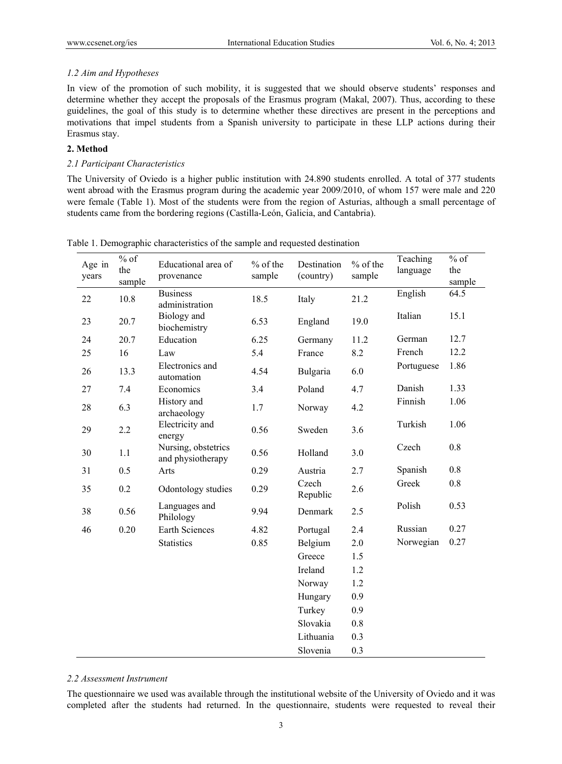### 1.2 Aim and Hypotheses

In view of the promotion of such mobility, it is suggested that we should observe students' responses and determine whether they accept the proposals of the Erasmus program (Makal, 2007). Thus, according to these guidelines, the goal of this study is to determine whether these directives are present in the perceptions and motivations that impel students from a Spanish university to participate in these LLP actions during their Erasmus stay.

## 2. Method

### 2.1 Participant Characteristics

The University of Oviedo is a higher public institution with 24.890 students enrolled. A total of 377 students went abroad with the Erasmus program during the academic year 2009/2010, of whom 157 were male and 220 were female (Table 1). Most of the students were from the region of Asturias, although a small percentage of students came from the bordering regions (Castilla-León, Galicia, and Cantabria).

Table 1. Demographic characteristics of the sample and requested destination

| Age in years | % of the sample | Educational area of provenance | % of the sample | Destination (country) | % of the sample | Teaching language | % of the sample |
|---|---|---|---|---|---|---|---|
| 22 | 10.8 | Business administration | 18.5 | Italy | 21.2 | English | 64.5 |
| 23 | 20.7 | Biology and biochemistry | 6.53 | England | 19.0 | Italian | 15.1 |
| 24 | 20.7 | Education | 6.25 | Germany | 11.2 | German | 12.7 |
| 25 | 16 | Law | 5.4 | France | 8.2 | French | 12.2 |
| 26 | 13.3 | Electronics and automation | 4.54 | Bulgaria | 6.0 | Portuguese | 1.86 |
| 27 | 7.4 | Economics | 3.4 | Poland | 4.7 | Danish | 1.33 |
| 28 | 6.3 | History and archaeology | 1.7 | Norway | 4.2 | Finnish | 1.06 |
| 29 | 2.2 | Electricity and energy | 0.56 | Sweden | 3.6 | Turkish | 1.06 |
| 30 | 1.1 | Nursing, obstetrics and physiotherapy | 0.56 | Holland | 3.0 | Czech | 0.8 |
| 31 | 0.5 | Arts | 0.29 | Austria | 2.7 | Spanish | 0.8 |
| 35 | 0.2 | Odontology studies | 0.29 | Czech Republic | 2.6 | Greek | 0.8 |
| 38 | 0.56 | Languages and Philology | 9.94 | Denmark | 2.5 | Polish | 0.53 |
| 46 | 0.20 | Earth Sciences | 4.82 | Portugal | 2.4 | Russian | 0.27 |
| | | Statistics | 0.85 | Belgium | 2.0 | Norwegian | 0.27 |
| | | | | Greece | 1.5 | | |
| | | | | Ireland | 1.2 | | |
| | | | | Norway | 1.2 | | |
| | | | | Hungary | 0.9 | | |
| | | | | Turkey | 0.9 | | |
| | | | | Slovakia | 0.8 | | |
| | | | | Lithuania | 0.3 | | |
| | | | | Slovenia | 0.3 | | |

### 2.2 Assessment Instrument

The questionnaire we used was available through the institutional website of the University of Oviedo and it was completed after the students had returned. In the questionnaire, students were requested to reveal their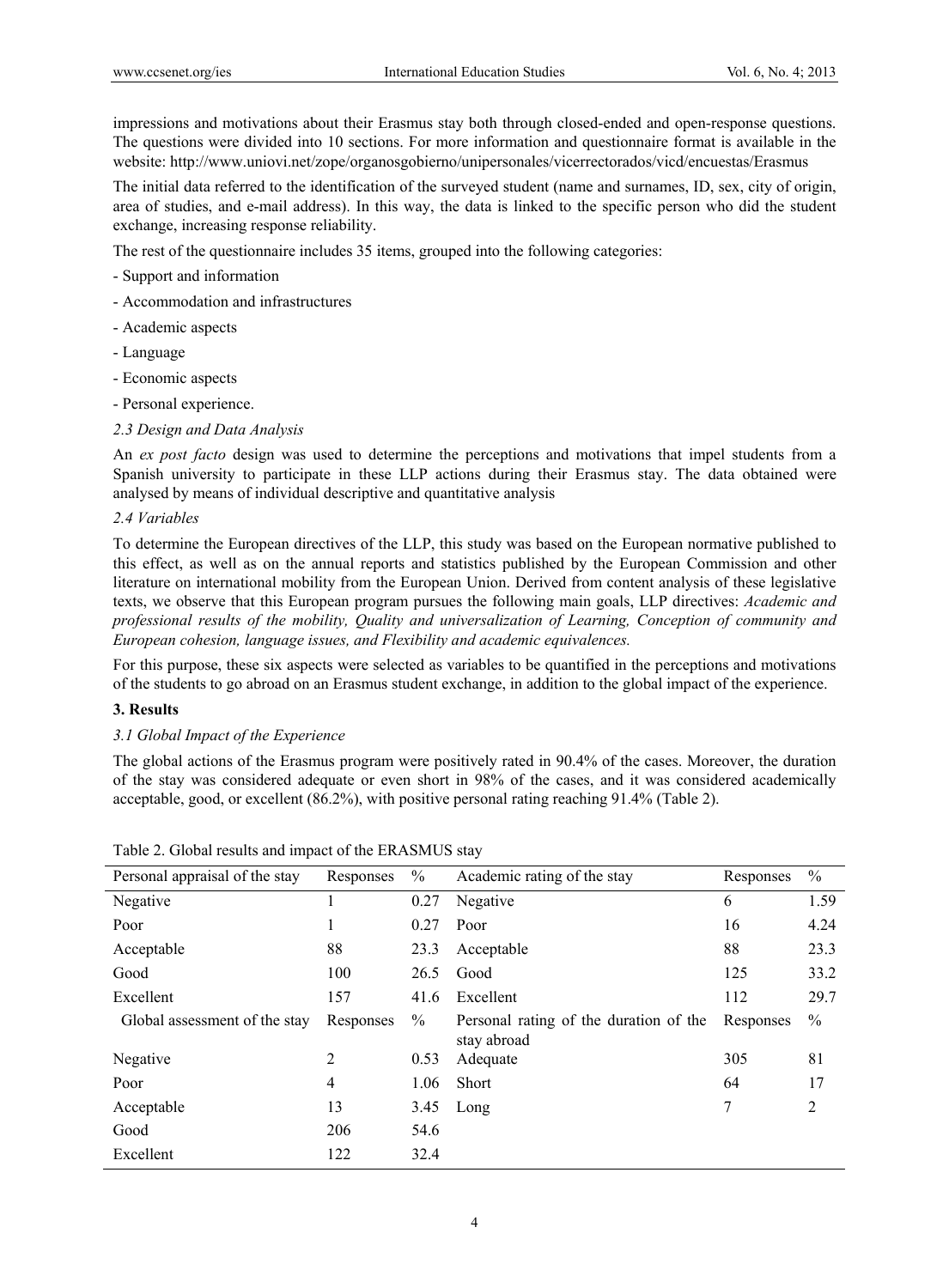impressions and motivations about their Erasmus stay both through closed-ended and open-response questions. The questions were divided into 10 sections. For more information and questionnaire format is available in the website: http://www.uniovi.net/zope/organosgobierno/unipersonales/vicerrectorados/vicd/encuestas/Erasmus

The initial data referred to the identification of the surveyed student (name and surnames, ID, sex, city of origin, area of studies, and e-mail address). In this way, the data is linked to the specific person who did the student exchange, increasing response reliability.

The rest of the questionnaire includes 35 items, grouped into the following categories:

- Support and information
- Accommodation and infrastructures
- Academic aspects
- Language
- Economic aspects
- Personal experience.

### 2.3 Design and Data Analysis

An *ex post facto* design was used to determine the perceptions and motivations that impel students from a Spanish university to participate in these LLP actions during their Erasmus stay. The data obtained were analysed by means of individual descriptive and quantitative analysis

### 2.4 Variables

To determine the European directives of the LLP, this study was based on the European normative published to this effect, as well as on the annual reports and statistics published by the European Commission and other literature on international mobility from the European Union. Derived from content analysis of these legislative texts, we observe that this European program pursues the following main goals, LLP directives: *Academic and professional results of the mobility, Quality and universalization of Learning, Conception of community and European cohesion, language issues, and Flexibility and academic equivalences.*

For this purpose, these six aspects were selected as variables to be quantified in the perceptions and motivations of the students to go abroad on an Erasmus student exchange, in addition to the global impact of the experience.

## 3. Results

### 3.1 Global Impact of the Experience

The global actions of the Erasmus program were positively rated in 90.4% of the cases. Moreover, the duration of the stay was considered adequate or even short in 98% of the cases, and it was considered academically acceptable, good, or excellent (86.2%), with positive personal rating reaching 91.4% (Table 2).

Table 2. Global results and impact of the ERASMUS stay

| Personal appraisal of the stay | Responses | % | Academic rating of the stay | Responses | % |
|---|---|---|---|---|---|
| Negative | 1 | 0.27 | Negative | 6 | 1.59 |
| Poor | 1 | 0.27 | Poor | 16 | 4.24 |
| Acceptable | 88 | 23.3 | Acceptable | 88 | 23.3 |
| Good | 100 | 26.5 | Good | 125 | 33.2 |
| Excellent | 157 | 41.6 | Excellent | 112 | 29.7 |
| Global assessment of the stay | Responses | % | Personal rating of the duration of the stay abroad | Responses | % |
| Negative | 2 | 0.53 | Adequate | 305 | 81 |
| Poor | 4 | 1.06 | Short | 64 | 17 |
| Acceptable | 13 | 3.45 | Long | 7 | 2 |
| Good | 206 | 54.6 | | | |
| Excellent | 122 | 32.4 | | | |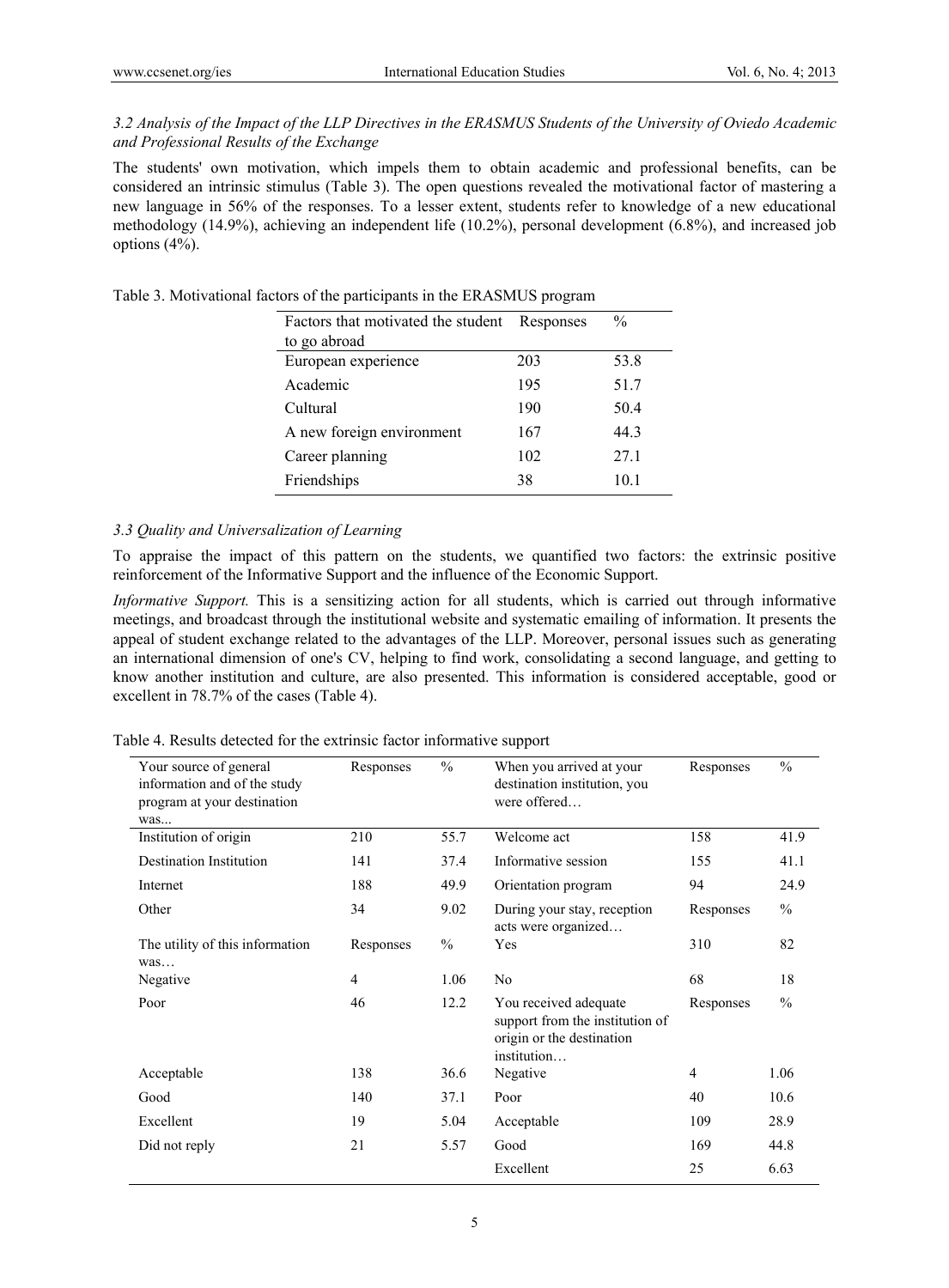### *3.2 Analysis of the Impact of the LLP Directives in the ERASMUS Students of the University of Oviedo Academic and Professional Results of the Exchange*

The students' own motivation, which impels them to obtain academic and professional benefits, can be considered an intrinsic stimulus (Table 3). The open questions revealed the motivational factor of mastering a new language in 56% of the responses. To a lesser extent, students refer to knowledge of a new educational methodology (14.9%), achieving an independent life (10.2%), personal development (6.8%), and increased job options (4%).

Table 3. Motivational factors of the participants in the ERASMUS program

| Factors that motivated the student to go abroad | Responses | % |
|---|---|---|
| European experience | 203 | 53.8 |
| Academic | 195 | 51.7 |
| Cultural | 190 | 50.4 |
| A new foreign environment | 167 | 44.3 |
| Career planning | 102 | 27.1 |
| Friendships | 38 | 10.1 |

### *3.3 Quality and Universalization of Learning*

To appraise the impact of this pattern on the students, we quantified two factors: the extrinsic positive reinforcement of the Informative Support and the influence of the Economic Support.

*Informative Support.* This is a sensitizing action for all students, which is carried out through informative meetings, and broadcast through the institutional website and systematic emailing of information. It presents the appeal of student exchange related to the advantages of the LLP. Moreover, personal issues such as generating an international dimension of one's CV, helping to find work, consolidating a second language, and getting to know another institution and culture, are also presented. This information is considered acceptable, good or excellent in 78.7% of the cases (Table 4).

Table 4. Results detected for the extrinsic factor informative support

| Your source of general information and of the study program at your destination was... | Responses | % | When you arrived at your destination institution, you were offered… | Responses | % |
|---|---|---|---|---|---|
| Institution of origin | 210 | 55.7 | Welcome act | 158 | 41.9 |
| Destination Institution | 141 | 37.4 | Informative session | 155 | 41.1 |
| Internet | 188 | 49.9 | Orientation program | 94 | 24.9 |
| Other | 34 | 9.02 | During your stay, reception acts were organized… | Responses | % |
| The utility of this information was… | Responses | % | Yes | 310 | 82 |
| Negative | 4 | 1.06 | No | 68 | 18 |
| Poor | 46 | 12.2 | You received adequate support from the institution of origin or the destination institution… | Responses | % |
| Acceptable | 138 | 36.6 | Negative | 4 | 1.06 |
| Good | 140 | 37.1 | Poor | 40 | 10.6 |
| Excellent | 19 | 5.04 | Acceptable | 109 | 28.9 |
| Did not reply | 21 | 5.57 | Good | 169 | 44.8 |
| | | | Excellent | 25 | 6.63 |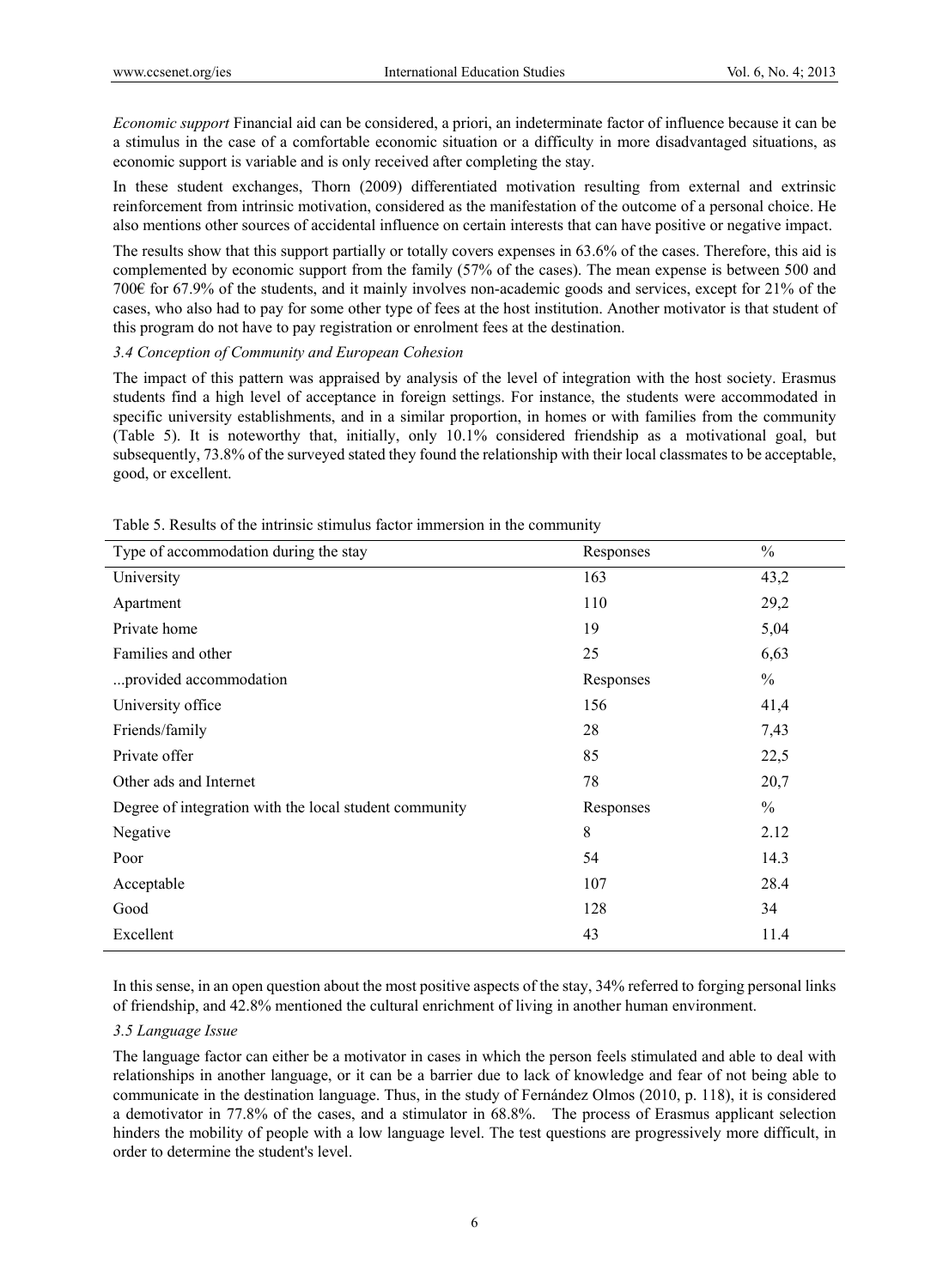*Economic support* Financial aid can be considered, a priori, an indeterminate factor of influence because it can be a stimulus in the case of a comfortable economic situation or a difficulty in more disadvantaged situations, as economic support is variable and is only received after completing the stay.

In these student exchanges, Thorn (2009) differentiated motivation resulting from external and extrinsic reinforcement from intrinsic motivation, considered as the manifestation of the outcome of a personal choice. He also mentions other sources of accidental influence on certain interests that can have positive or negative impact.

The results show that this support partially or totally covers expenses in 63.6% of the cases. Therefore, this aid is complemented by economic support from the family (57% of the cases). The mean expense is between 500 and 700€ for 67.9% of the students, and it mainly involves non-academic goods and services, except for 21% of the cases, who also had to pay for some other type of fees at the host institution. Another motivator is that student of this program do not have to pay registration or enrolment fees at the destination.

### *3.4 Conception of Community and European Cohesion*

The impact of this pattern was appraised by analysis of the level of integration with the host society. Erasmus students find a high level of acceptance in foreign settings. For instance, the students were accommodated in specific university establishments, and in a similar proportion, in homes or with families from the community (Table 5). It is noteworthy that, initially, only 10.1% considered friendship as a motivational goal, but subsequently, 73.8% of the surveyed stated they found the relationship with their local classmates to be acceptable, good, or excellent.

Table 5. Results of the intrinsic stimulus factor immersion in the community

| Type of accommodation during the stay | Responses | % |
|---|---|---|
| University | 163 | 43,2 |
| Apartment | 110 | 29,2 |
| Private home | 19 | 5,04 |
| Families and other | 25 | 6,63 |
| ...provided accommodation | Responses | % |
| University office | 156 | 41,4 |
| Friends/family | 28 | 7,43 |
| Private offer | 85 | 22,5 |
| Other ads and Internet | 78 | 20,7 |
| Degree of integration with the local student community | Responses | % |
| Negative | 8 | 2.12 |
| Poor | 54 | 14.3 |
| Acceptable | 107 | 28.4 |
| Good | 128 | 34 |
| Excellent | 43 | 11.4 |

In this sense, in an open question about the most positive aspects of the stay, 34% referred to forging personal links of friendship, and 42.8% mentioned the cultural enrichment of living in another human environment.

### *3.5 Language Issue*

The language factor can either be a motivator in cases in which the person feels stimulated and able to deal with relationships in another language, or it can be a barrier due to lack of knowledge and fear of not being able to communicate in the destination language. Thus, in the study of Fernández Olmos (2010, p. 118), it is considered a demotivator in 77.8% of the cases, and a stimulator in 68.8%. The process of Erasmus applicant selection hinders the mobility of people with a low language level. The test questions are progressively more difficult, in order to determine the student's level.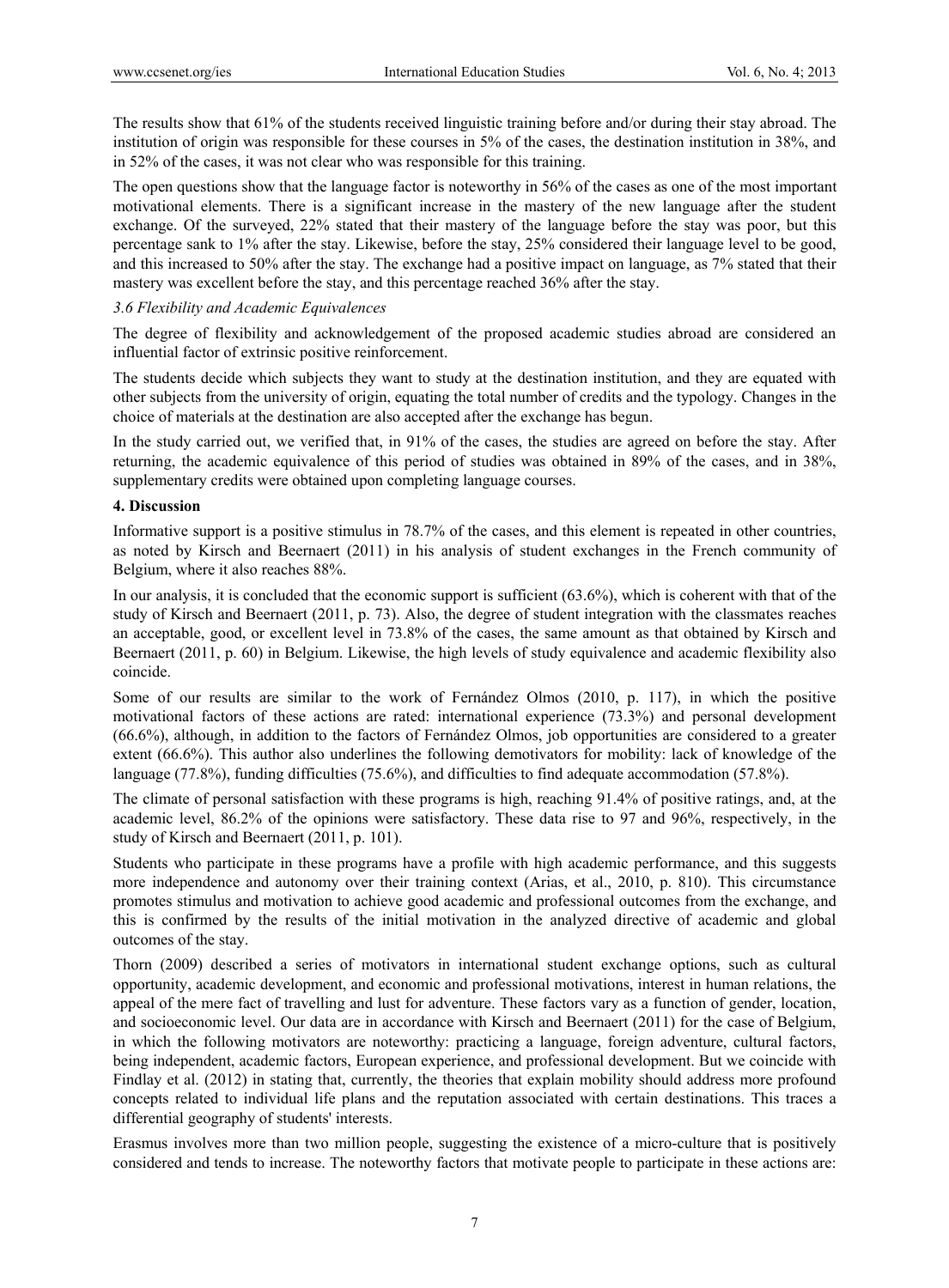The results show that 61% of the students received linguistic training before and/or during their stay abroad. The institution of origin was responsible for these courses in 5% of the cases, the destination institution in 38%, and in 52% of the cases, it was not clear who was responsible for this training.

The open questions show that the language factor is noteworthy in 56% of the cases as one of the most important motivational elements. There is a significant increase in the mastery of the new language after the student exchange. Of the surveyed, 22% stated that their mastery of the language before the stay was poor, but this percentage sank to 1% after the stay. Likewise, before the stay, 25% considered their language level to be good, and this increased to 50% after the stay. The exchange had a positive impact on language, as 7% stated that their mastery was excellent before the stay, and this percentage reached 36% after the stay.

### *3.6 Flexibility and Academic Equivalences*

The degree of flexibility and acknowledgement of the proposed academic studies abroad are considered an influential factor of extrinsic positive reinforcement.

The students decide which subjects they want to study at the destination institution, and they are equated with other subjects from the university of origin, equating the total number of credits and the typology. Changes in the choice of materials at the destination are also accepted after the exchange has begun.

In the study carried out, we verified that, in 91% of the cases, the studies are agreed on before the stay. After returning, the academic equivalence of this period of studies was obtained in 89% of the cases, and in 38%, supplementary credits were obtained upon completing language courses.

## 4. Discussion

Informative support is a positive stimulus in 78.7% of the cases, and this element is repeated in other countries, as noted by Kirsch and Beernaert (2011) in his analysis of student exchanges in the French community of Belgium, where it also reaches 88%.

In our analysis, it is concluded that the economic support is sufficient (63.6%), which is coherent with that of the study of Kirsch and Beernaert (2011, p. 73). Also, the degree of student integration with the classmates reaches an acceptable, good, or excellent level in 73.8% of the cases, the same amount as that obtained by Kirsch and Beernaert (2011, p. 60) in Belgium. Likewise, the high levels of study equivalence and academic flexibility also coincide.

Some of our results are similar to the work of Fernández Olmos (2010, p. 117), in which the positive motivational factors of these actions are rated: international experience (73.3%) and personal development (66.6%), although, in addition to the factors of Fernández Olmos, job opportunities are considered to a greater extent (66.6%). This author also underlines the following demotivators for mobility: lack of knowledge of the language (77.8%), funding difficulties (75.6%), and difficulties to find adequate accommodation (57.8%).

The climate of personal satisfaction with these programs is high, reaching 91.4% of positive ratings, and, at the academic level, 86.2% of the opinions were satisfactory. These data rise to 97 and 96%, respectively, in the study of Kirsch and Beernaert (2011, p. 101).

Students who participate in these programs have a profile with high academic performance, and this suggests more independence and autonomy over their training context (Arias, et al., 2010, p. 810). This circumstance promotes stimulus and motivation to achieve good academic and professional outcomes from the exchange, and this is confirmed by the results of the initial motivation in the analyzed directive of academic and global outcomes of the stay.

Thorn (2009) described a series of motivators in international student exchange options, such as cultural opportunity, academic development, and economic and professional motivations, interest in human relations, the appeal of the mere fact of travelling and lust for adventure. These factors vary as a function of gender, location, and socioeconomic level. Our data are in accordance with Kirsch and Beernaert (2011) for the case of Belgium, in which the following motivators are noteworthy: practicing a language, foreign adventure, cultural factors, being independent, academic factors, European experience, and professional development. But we coincide with Findlay et al. (2012) in stating that, currently, the theories that explain mobility should address more profound concepts related to individual life plans and the reputation associated with certain destinations. This traces a differential geography of students' interests.

Erasmus involves more than two million people, suggesting the existence of a micro-culture that is positively considered and tends to increase. The noteworthy factors that motivate people to participate in these actions are: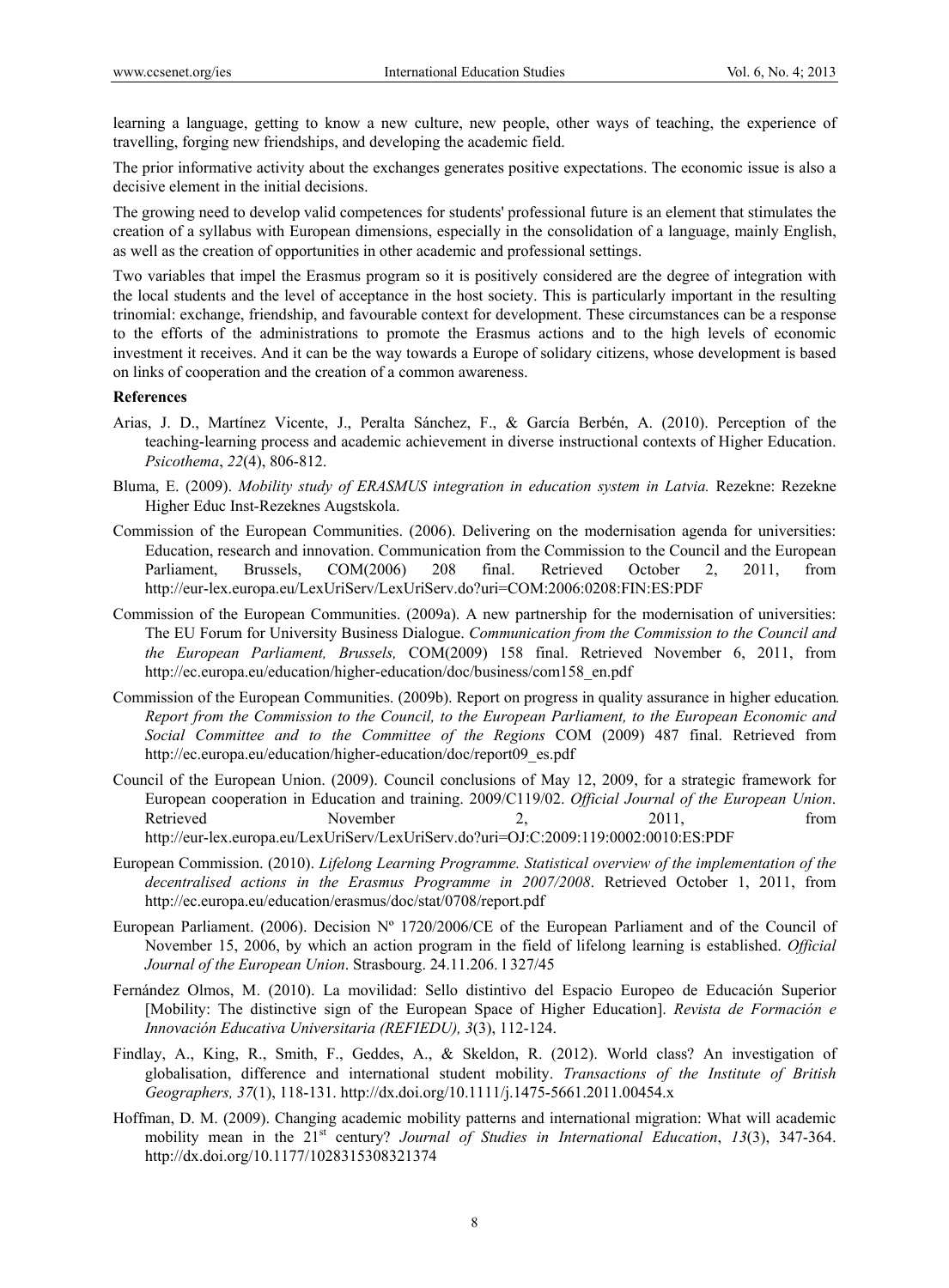learning a language, getting to know a new culture, new people, other ways of teaching, the experience of travelling, forging new friendships, and developing the academic field.

The prior informative activity about the exchanges generates positive expectations. The economic issue is also a decisive element in the initial decisions.

The growing need to develop valid competences for students' professional future is an element that stimulates the creation of a syllabus with European dimensions, especially in the consolidation of a language, mainly English, as well as the creation of opportunities in other academic and professional settings.

Two variables that impel the Erasmus program so it is positively considered are the degree of integration with the local students and the level of acceptance in the host society. This is particularly important in the resulting trinomial: exchange, friendship, and favourable context for development. These circumstances can be a response to the efforts of the administrations to promote the Erasmus actions and to the high levels of economic investment it receives. And it can be the way towards a Europe of solidary citizens, whose development is based on links of cooperation and the creation of a common awareness.

**References**

Arias, J. D., Martínez Vicente, J., Peralta Sánchez, F., & García Berbén, A. (2010). Perception of the teaching-learning process and academic achievement in diverse instructional contexts of Higher Education. *Psicothema*, *22*(4), 806-812.

Bluma, E. (2009). *Mobility study of ERASMUS integration in education system in Latvia.* Rezekne: Rezekne Higher Educ Inst-Rezeknes Augstskola.

Commission of the European Communities. (2006). Delivering on the modernisation agenda for universities: Education, research and innovation. Communication from the Commission to the Council and the European Parliament, Brussels, COM(2006) 208 final. Retrieved October 2, 2011, from http://eur-lex.europa.eu/LexUriServ/LexUriServ.do?uri=COM:2006:0208:FIN:ES:PDF

Commission of the European Communities. (2009a). A new partnership for the modernisation of universities: The EU Forum for University Business Dialogue. *Communication from the Commission to the Council and the European Parliament, Brussels,* COM(2009) 158 final. Retrieved November 6, 2011, from http://ec.europa.eu/education/higher-education/doc/business/com158_en.pdf

Commission of the European Communities. (2009b). Report on progress in quality assurance in higher education*. Report from the Commission to the Council, to the European Parliament, to the European Economic and Social Committee and to the Committee of the Regions* COM (2009) 487 final. Retrieved from http://ec.europa.eu/education/higher-education/doc/report09_es.pdf

Council of the European Union. (2009). Council conclusions of May 12, 2009, for a strategic framework for European cooperation in Education and training. 2009/C119/02. *Official Journal of the European Union*. Retrieved November 2, 2011, from http://eur-lex.europa.eu/LexUriServ/LexUriServ.do?uri=OJ:C:2009:119:0002:0010:ES:PDF

European Commission. (2010). *Lifelong Learning Programme. Statistical overview of the implementation of the decentralised actions in the Erasmus Programme in 2007/2008*. Retrieved October 1, 2011, from http://ec.europa.eu/education/erasmus/doc/stat/0708/report.pdf

European Parliament. (2006). Decision Nº 1720/2006/CE of the European Parliament and of the Council of November 15, 2006, by which an action program in the field of lifelong learning is established. *Official Journal of the European Union*. Strasbourg. 24.11.206. l 327/45

Fernández Olmos, M. (2010). La movilidad: Sello distintivo del Espacio Europeo de Educación Superior [Mobility: The distinctive sign of the European Space of Higher Education]. *Revista de Formación e Innovación Educativa Universitaria (REFIEDU), 3*(3), 112-124.

Findlay, A., King, R., Smith, F., Geddes, A., & Skeldon, R. (2012). World class? An investigation of globalisation, difference and international student mobility. *Transactions of the Institute of British Geographers, 37*(1), 118-131. http://dx.doi.org/10.1111/j.1475-5661.2011.00454.x

Hoffman, D. M. (2009). Changing academic mobility patterns and international migration: What will academic mobility mean in the 21st century? *Journal of Studies in International Education*, *13*(3), 347-364. http://dx.doi.org/10.1177/1028315308321374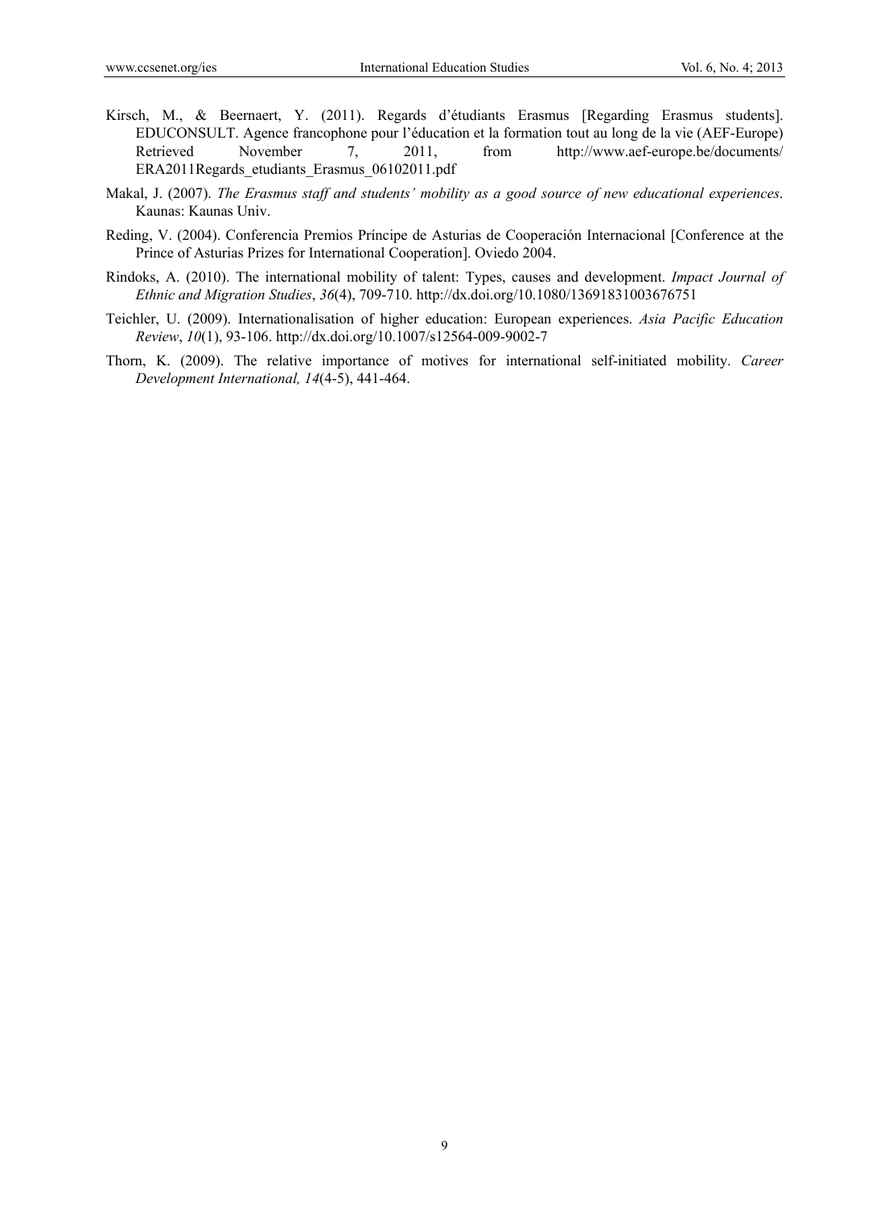Kirsch, M., & Beernaert, Y. (2011). Regards d'étudiants Erasmus [Regarding Erasmus students]. EDUCONSULT. Agence francophone pour l'éducation et la formation tout au long de la vie (AEF-Europe) Retrieved November 7, 2011, from http://www.aef-europe.be/documents/ERA2011Regards_etudiants_Erasmus_06102011.pdf

Makal, J. (2007). *The Erasmus staff and students' mobility as a good source of new educational experiences*. Kaunas: Kaunas Univ.

Reding, V. (2004). Conferencia Premios Príncipe de Asturias de Cooperación Internacional [Conference at the Prince of Asturias Prizes for International Cooperation]. Oviedo 2004.

Rindoks, A. (2010). The international mobility of talent: Types, causes and development. *Impact Journal of Ethnic and Migration Studies*, *36*(4), 709-710. http://dx.doi.org/10.1080/13691831003676751

Teichler, U. (2009). Internationalisation of higher education: European experiences. *Asia Pacific Education Review*, *10*(1), 93-106. http://dx.doi.org/10.1007/s12564-009-9002-7

Thorn, K. (2009). The relative importance of motives for international self-initiated mobility. *Career Development International, 14*(4-5), 441-464.